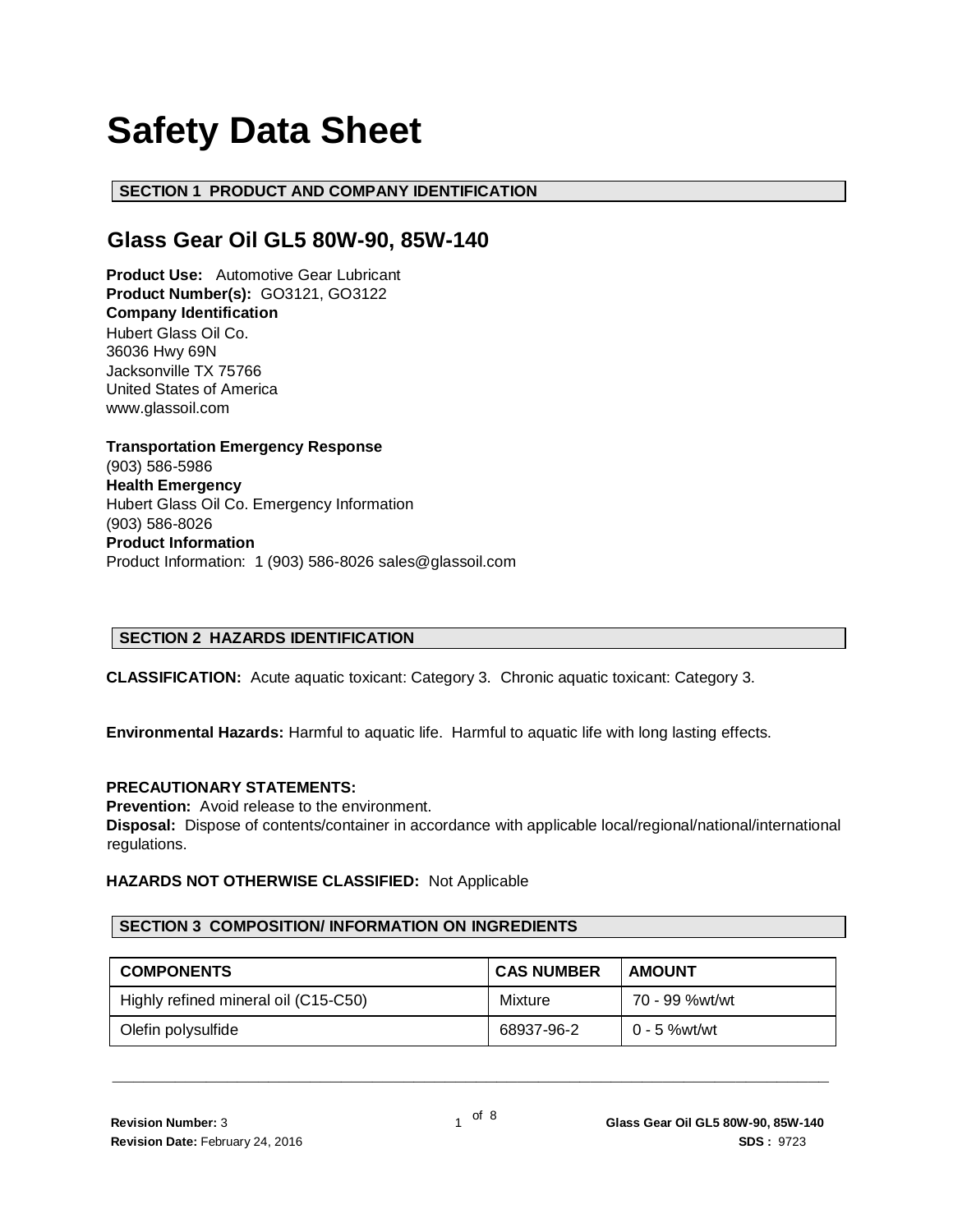# Safety Data Sheet

## SECTION 1 PRODUCT AND COMPANY IDENTIFICATION

## Glass Gear Oil GL5 80W-90, 85W-140

**Product Use:** Automotive Gear Lubricant
**Product Number(s):** GO3121, GO3122
**Company Identification**
Hubert Glass Oil Co.
36036 Hwy 69N
Jacksonville TX 75766
United States of America
www.glassoil.com

**Transportation Emergency Response**
(903) 586-5986
**Health Emergency**
Hubert Glass Oil Co. Emergency Information
(903) 586-8026
**Product Information**
Product Information: 1 (903) 586-8026 sales@glassoil.com

## SECTION 2 HAZARDS IDENTIFICATION

**CLASSIFICATION:** Acute aquatic toxicant: Category 3. Chronic aquatic toxicant: Category 3.

**Environmental Hazards:** Harmful to aquatic life. Harmful to aquatic life with long lasting effects.

**PRECAUTIONARY STATEMENTS:**
**Prevention:** Avoid release to the environment.
**Disposal:** Dispose of contents/container in accordance with applicable local/regional/national/international regulations.

**HAZARDS NOT OTHERWISE CLASSIFIED:** Not Applicable

## SECTION 3 COMPOSITION/ INFORMATION ON INGREDIENTS

| COMPONENTS | CAS NUMBER | AMOUNT |
|---|---|---|
| Highly refined mineral oil (C15-C50) | Mixture | 70 - 99 %wt/wt |
| Olefin polysulfide | 68937-96-2 | 0 - 5 %wt/wt |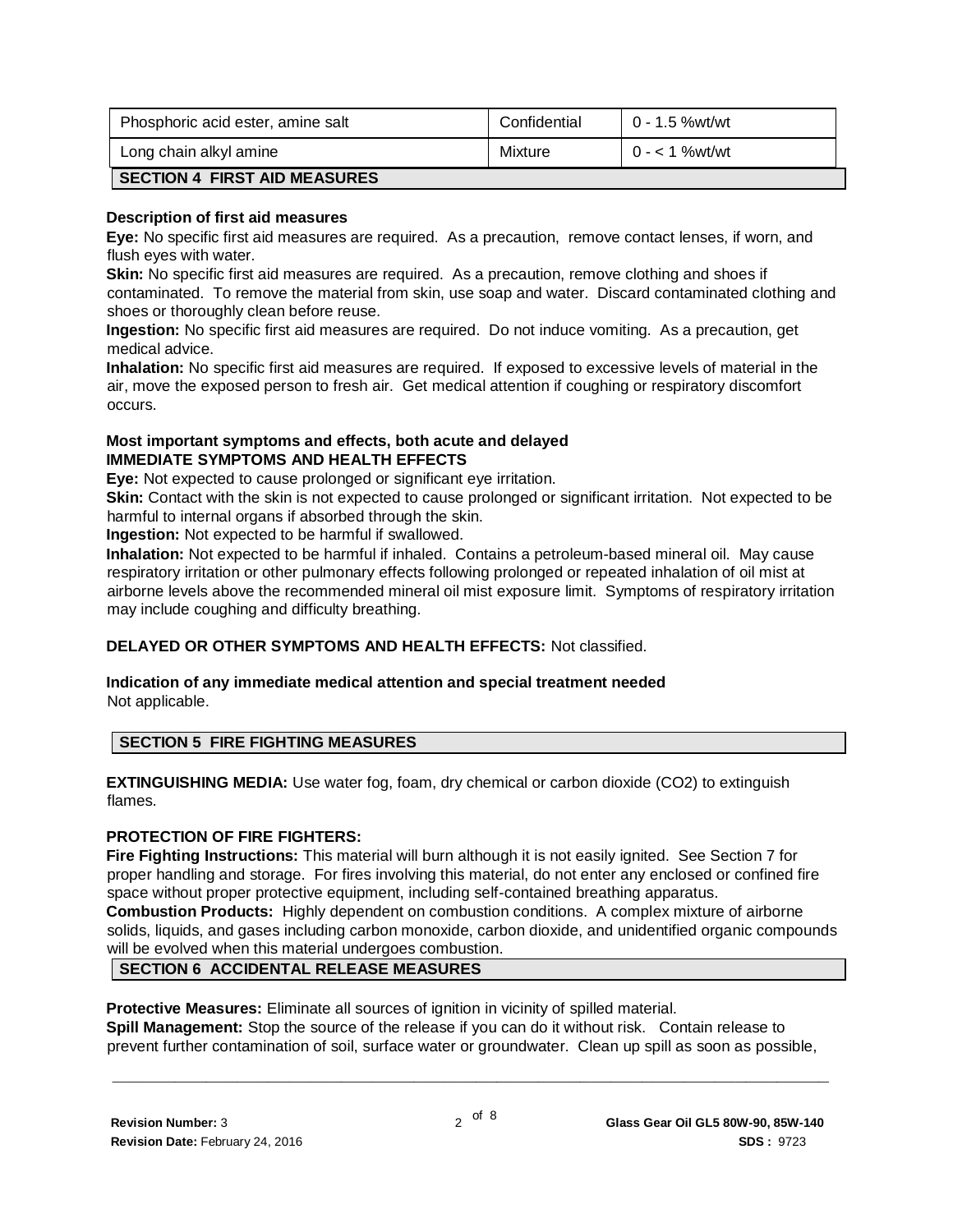| | | |
|---|---|---|
| Phosphoric acid ester, amine salt | Confidential | 0 - 1.5 %wt/wt |
| Long chain alkyl amine | Mixture | 0 - < 1 %wt/wt |

## SECTION 4 FIRST AID MEASURES

**Description of first aid measures**

**Eye:** No specific first aid measures are required. As a precaution, remove contact lenses, if worn, and flush eyes with water.

**Skin:** No specific first aid measures are required. As a precaution, remove clothing and shoes if contaminated. To remove the material from skin, use soap and water. Discard contaminated clothing and shoes or thoroughly clean before reuse.

**Ingestion:** No specific first aid measures are required. Do not induce vomiting. As a precaution, get medical advice.

**Inhalation:** No specific first aid measures are required. If exposed to excessive levels of material in the air, move the exposed person to fresh air. Get medical attention if coughing or respiratory discomfort occurs.

**Most important symptoms and effects, both acute and delayed**

**IMMEDIATE SYMPTOMS AND HEALTH EFFECTS**

**Eye:** Not expected to cause prolonged or significant eye irritation.

**Skin:** Contact with the skin is not expected to cause prolonged or significant irritation. Not expected to be harmful to internal organs if absorbed through the skin.

**Ingestion:** Not expected to be harmful if swallowed.

**Inhalation:** Not expected to be harmful if inhaled. Contains a petroleum-based mineral oil. May cause respiratory irritation or other pulmonary effects following prolonged or repeated inhalation of oil mist at airborne levels above the recommended mineral oil mist exposure limit. Symptoms of respiratory irritation may include coughing and difficulty breathing.

**DELAYED OR OTHER SYMPTOMS AND HEALTH EFFECTS:** Not classified.

**Indication of any immediate medical attention and special treatment needed**

Not applicable.

## SECTION 5 FIRE FIGHTING MEASURES

**EXTINGUISHING MEDIA:** Use water fog, foam, dry chemical or carbon dioxide ($CO_2$) to extinguish flames.

**PROTECTION OF FIRE FIGHTERS:**

**Fire Fighting Instructions:** This material will burn although it is not easily ignited. See Section 7 for proper handling and storage. For fires involving this material, do not enter any enclosed or confined fire space without proper protective equipment, including self-contained breathing apparatus.

**Combustion Products:** Highly dependent on combustion conditions. A complex mixture of airborne solids, liquids, and gases including carbon monoxide, carbon dioxide, and unidentified organic compounds will be evolved when this material undergoes combustion.

## SECTION 6 ACCIDENTAL RELEASE MEASURES

**Protective Measures:** Eliminate all sources of ignition in vicinity of spilled material.

**Spill Management:** Stop the source of the release if you can do it without risk. Contain release to prevent further contamination of soil, surface water or groundwater. Clean up spill as soon as possible,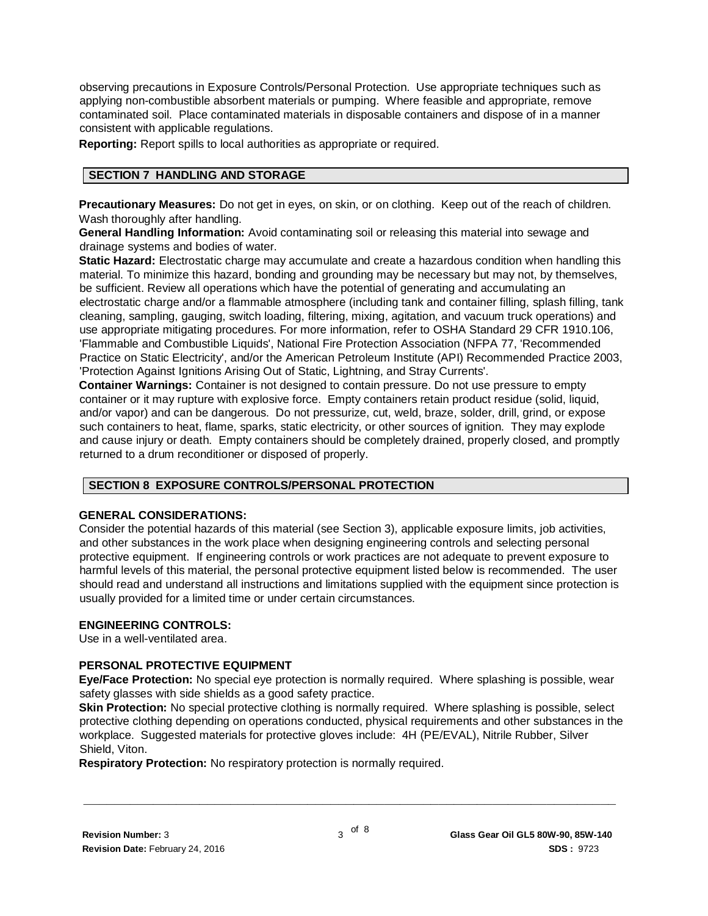observing precautions in Exposure Controls/Personal Protection. Use appropriate techniques such as applying non-combustible absorbent materials or pumping. Where feasible and appropriate, remove contaminated soil. Place contaminated materials in disposable containers and dispose of in a manner consistent with applicable regulations.

**Reporting:** Report spills to local authorities as appropriate or required.

## SECTION 7 HANDLING AND STORAGE

**Precautionary Measures:** Do not get in eyes, on skin, or on clothing. Keep out of the reach of children. Wash thoroughly after handling.

**General Handling Information:** Avoid contaminating soil or releasing this material into sewage and drainage systems and bodies of water.

**Static Hazard:** Electrostatic charge may accumulate and create a hazardous condition when handling this material. To minimize this hazard, bonding and grounding may be necessary but may not, by themselves, be sufficient. Review all operations which have the potential of generating and accumulating an electrostatic charge and/or a flammable atmosphere (including tank and container filling, splash filling, tank cleaning, sampling, gauging, switch loading, filtering, mixing, agitation, and vacuum truck operations) and use appropriate mitigating procedures. For more information, refer to OSHA Standard 29 CFR 1910.106, 'Flammable and Combustible Liquids', National Fire Protection Association (NFPA 77, 'Recommended Practice on Static Electricity', and/or the American Petroleum Institute (API) Recommended Practice 2003, 'Protection Against Ignitions Arising Out of Static, Lightning, and Stray Currents'.

**Container Warnings:** Container is not designed to contain pressure. Do not use pressure to empty container or it may rupture with explosive force. Empty containers retain product residue (solid, liquid, and/or vapor) and can be dangerous. Do not pressurize, cut, weld, braze, solder, drill, grind, or expose such containers to heat, flame, sparks, static electricity, or other sources of ignition. They may explode and cause injury or death. Empty containers should be completely drained, properly closed, and promptly returned to a drum reconditioner or disposed of properly.

## SECTION 8 EXPOSURE CONTROLS/PERSONAL PROTECTION

### GENERAL CONSIDERATIONS:

Consider the potential hazards of this material (see Section 3), applicable exposure limits, job activities, and other substances in the work place when designing engineering controls and selecting personal protective equipment. If engineering controls or work practices are not adequate to prevent exposure to harmful levels of this material, the personal protective equipment listed below is recommended. The user should read and understand all instructions and limitations supplied with the equipment since protection is usually provided for a limited time or under certain circumstances.

### ENGINEERING CONTROLS:

Use in a well-ventilated area.

### PERSONAL PROTECTIVE EQUIPMENT

**Eye/Face Protection:** No special eye protection is normally required. Where splashing is possible, wear safety glasses with side shields as a good safety practice.

**Skin Protection:** No special protective clothing is normally required. Where splashing is possible, select protective clothing depending on operations conducted, physical requirements and other substances in the workplace. Suggested materials for protective gloves include: 4H (PE/EVAL), Nitrile Rubber, Silver Shield, Viton.

**Respiratory Protection:** No respiratory protection is normally required.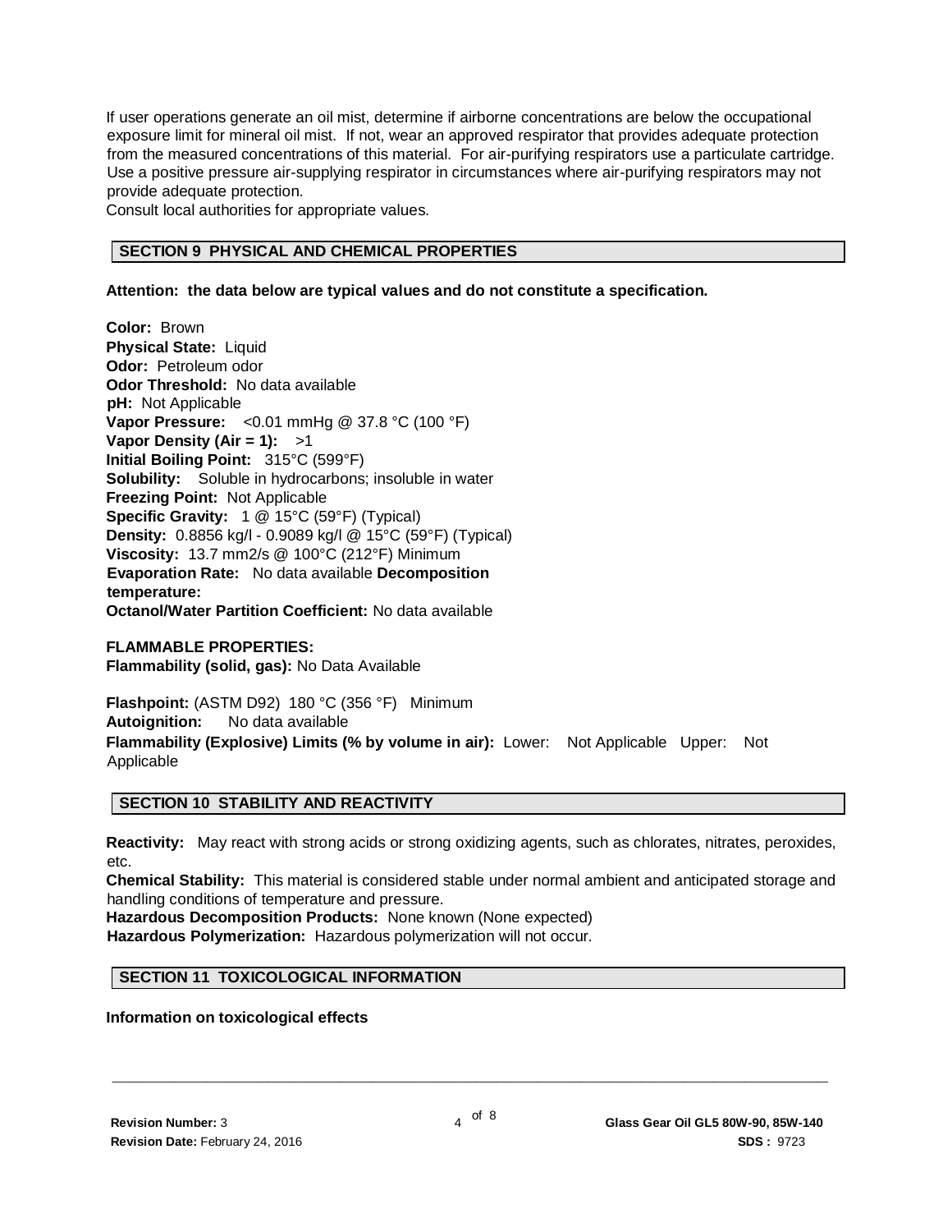If user operations generate an oil mist, determine if airborne concentrations are below the occupational exposure limit for mineral oil mist. If not, wear an approved respirator that provides adequate protection from the measured concentrations of this material. For air-purifying respirators use a particulate cartridge. Use a positive pressure air-supplying respirator in circumstances where air-purifying respirators may not provide adequate protection.
Consult local authorities for appropriate values.

## SECTION 9 PHYSICAL AND CHEMICAL PROPERTIES

**Attention: the data below are typical values and do not constitute a specification.**

**Color:** Brown
**Physical State:** Liquid
**Odor:** Petroleum odor
**Odor Threshold:** No data available
**pH:** Not Applicable
**Vapor Pressure:** <0.01 mmHg @ 37.8 °C (100 °F)
**Vapor Density (Air = 1):** >1
**Initial Boiling Point:** 315°C (599°F)
**Solubility:** Soluble in hydrocarbons; insoluble in water
**Freezing Point:** Not Applicable
**Specific Gravity:** 1 @ 15°C (59°F) (Typical)
**Density:** 0.8856 kg/l - 0.9089 kg/l @ 15°C (59°F) (Typical)
**Viscosity:** 13.7 mm2/s @ 100°C (212°F) Minimum
**Evaporation Rate:** No data available **Decomposition temperature:**
**Octanol/Water Partition Coefficient:** No data available

**FLAMMABLE PROPERTIES:**
**Flammability (solid, gas):** No Data Available

**Flashpoint:** (ASTM D92) 180 °C (356 °F) Minimum
**Autoignition:** No data available
**Flammability (Explosive) Limits (% by volume in air):** Lower: Not Applicable Upper: Not Applicable

## SECTION 10 STABILITY AND REACTIVITY

**Reactivity:** May react with strong acids or strong oxidizing agents, such as chlorates, nitrates, peroxides, etc.
**Chemical Stability:** This material is considered stable under normal ambient and anticipated storage and handling conditions of temperature and pressure.
**Hazardous Decomposition Products:** None known (None expected)
**Hazardous Polymerization:** Hazardous polymerization will not occur.

## SECTION 11 TOXICOLOGICAL INFORMATION

**Information on toxicological effects**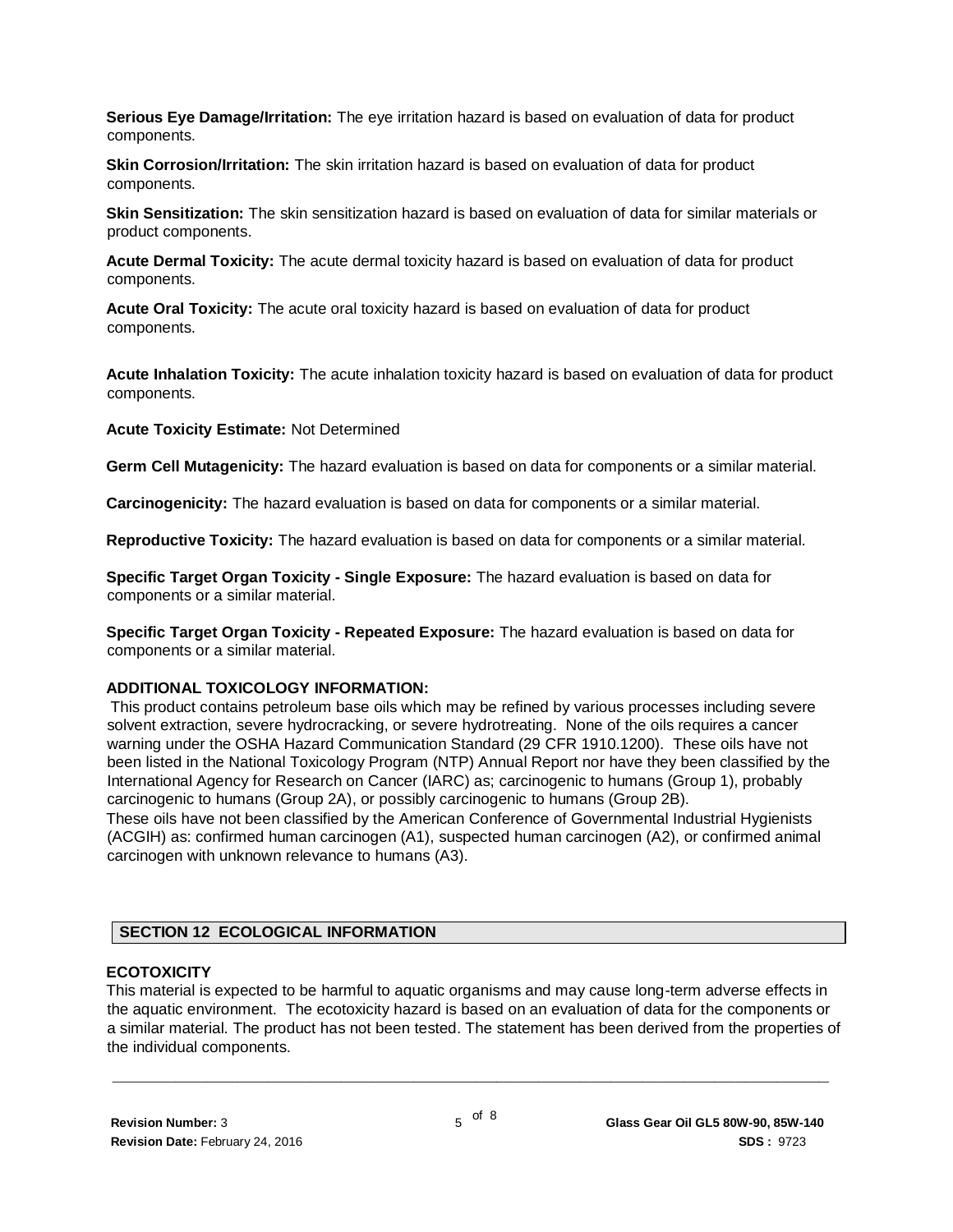**Serious Eye Damage/Irritation:** The eye irritation hazard is based on evaluation of data for product components.

**Skin Corrosion/Irritation:** The skin irritation hazard is based on evaluation of data for product components.

**Skin Sensitization:** The skin sensitization hazard is based on evaluation of data for similar materials or product components.

**Acute Dermal Toxicity:** The acute dermal toxicity hazard is based on evaluation of data for product components.

**Acute Oral Toxicity:** The acute oral toxicity hazard is based on evaluation of data for product components.

**Acute Inhalation Toxicity:** The acute inhalation toxicity hazard is based on evaluation of data for product components.

**Acute Toxicity Estimate:** Not Determined

**Germ Cell Mutagenicity:** The hazard evaluation is based on data for components or a similar material.

**Carcinogenicity:** The hazard evaluation is based on data for components or a similar material.

**Reproductive Toxicity:** The hazard evaluation is based on data for components or a similar material.

**Specific Target Organ Toxicity - Single Exposure:** The hazard evaluation is based on data for components or a similar material.

**Specific Target Organ Toxicity - Repeated Exposure:** The hazard evaluation is based on data for components or a similar material.

**ADDITIONAL TOXICOLOGY INFORMATION:**

This product contains petroleum base oils which may be refined by various processes including severe solvent extraction, severe hydrocracking, or severe hydrotreating. None of the oils requires a cancer warning under the OSHA Hazard Communication Standard (29 CFR 1910.1200). These oils have not been listed in the National Toxicology Program (NTP) Annual Report nor have they been classified by the International Agency for Research on Cancer (IARC) as; carcinogenic to humans (Group 1), probably carcinogenic to humans (Group 2A), or possibly carcinogenic to humans (Group 2B).
These oils have not been classified by the American Conference of Governmental Industrial Hygienists (ACGIH) as: confirmed human carcinogen (A1), suspected human carcinogen (A2), or confirmed animal carcinogen with unknown relevance to humans (A3).

## SECTION 12 ECOLOGICAL INFORMATION

**ECOTOXICITY**

This material is expected to be harmful to aquatic organisms and may cause long-term adverse effects in the aquatic environment. The ecotoxicity hazard is based on an evaluation of data for the components or a similar material. The product has not been tested. The statement has been derived from the properties of the individual components.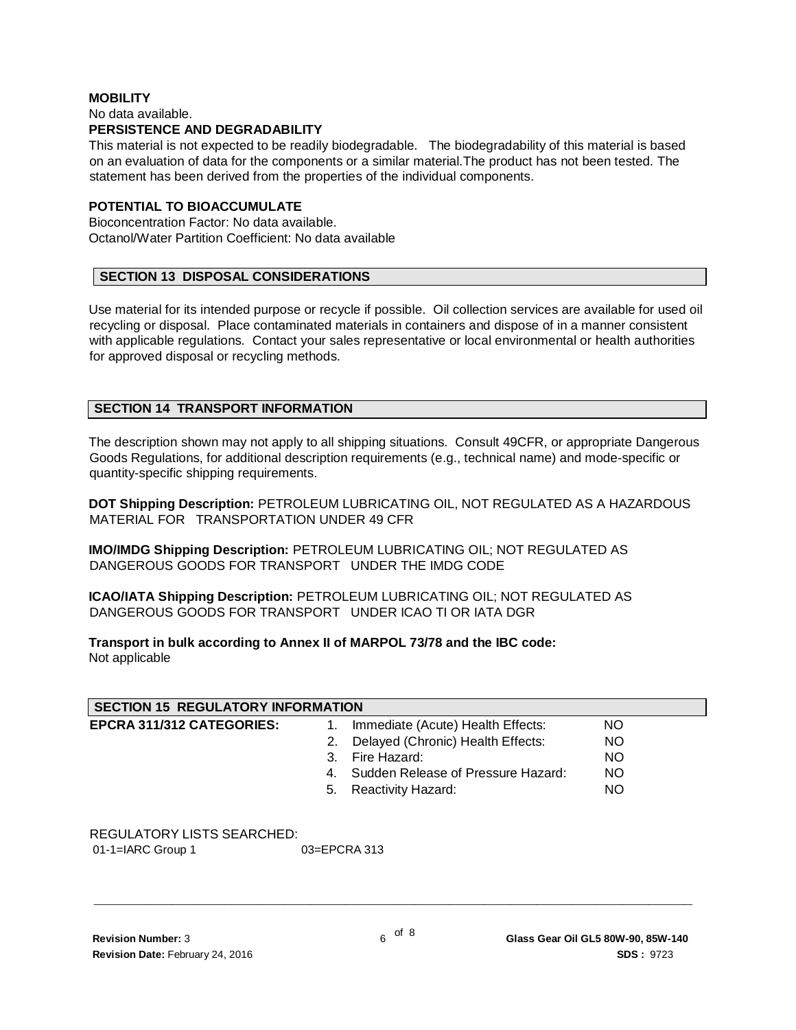**MOBILITY**

No data available.

**PERSISTENCE AND DEGRADABILITY**

This material is not expected to be readily biodegradable. The biodegradability of this material is based on an evaluation of data for the components or a similar material.The product has not been tested. The statement has been derived from the properties of the individual components.

**POTENTIAL TO BIOACCUMULATE**

Bioconcentration Factor: No data available.
Octanol/Water Partition Coefficient: No data available

## SECTION 13 DISPOSAL CONSIDERATIONS

Use material for its intended purpose or recycle if possible. Oil collection services are available for used oil recycling or disposal. Place contaminated materials in containers and dispose of in a manner consistent with applicable regulations. Contact your sales representative or local environmental or health authorities for approved disposal or recycling methods.

## SECTION 14 TRANSPORT INFORMATION

The description shown may not apply to all shipping situations. Consult 49CFR, or appropriate Dangerous Goods Regulations, for additional description requirements (e.g., technical name) and mode-specific or quantity-specific shipping requirements.

**DOT Shipping Description:** PETROLEUM LUBRICATING OIL, NOT REGULATED AS A HAZARDOUS MATERIAL FOR TRANSPORTATION UNDER 49 CFR

**IMO/IMDG Shipping Description:** PETROLEUM LUBRICATING OIL; NOT REGULATED AS DANGEROUS GOODS FOR TRANSPORT UNDER THE IMDG CODE

**ICAO/IATA Shipping Description:** PETROLEUM LUBRICATING OIL; NOT REGULATED AS DANGEROUS GOODS FOR TRANSPORT UNDER ICAO TI OR IATA DGR

**Transport in bulk according to Annex II of MARPOL 73/78 and the IBC code:**
Not applicable

## SECTION 15 REGULATORY INFORMATION

**EPCRA 311/312 CATEGORIES:**

1. Immediate (Acute) Health Effects: NO
2. Delayed (Chronic) Health Effects: NO
3. Fire Hazard: NO
4. Sudden Release of Pressure Hazard: NO
5. Reactivity Hazard: NO

REGULATORY LISTS SEARCHED:

01-1=IARC Group 1    03=EPCRA 313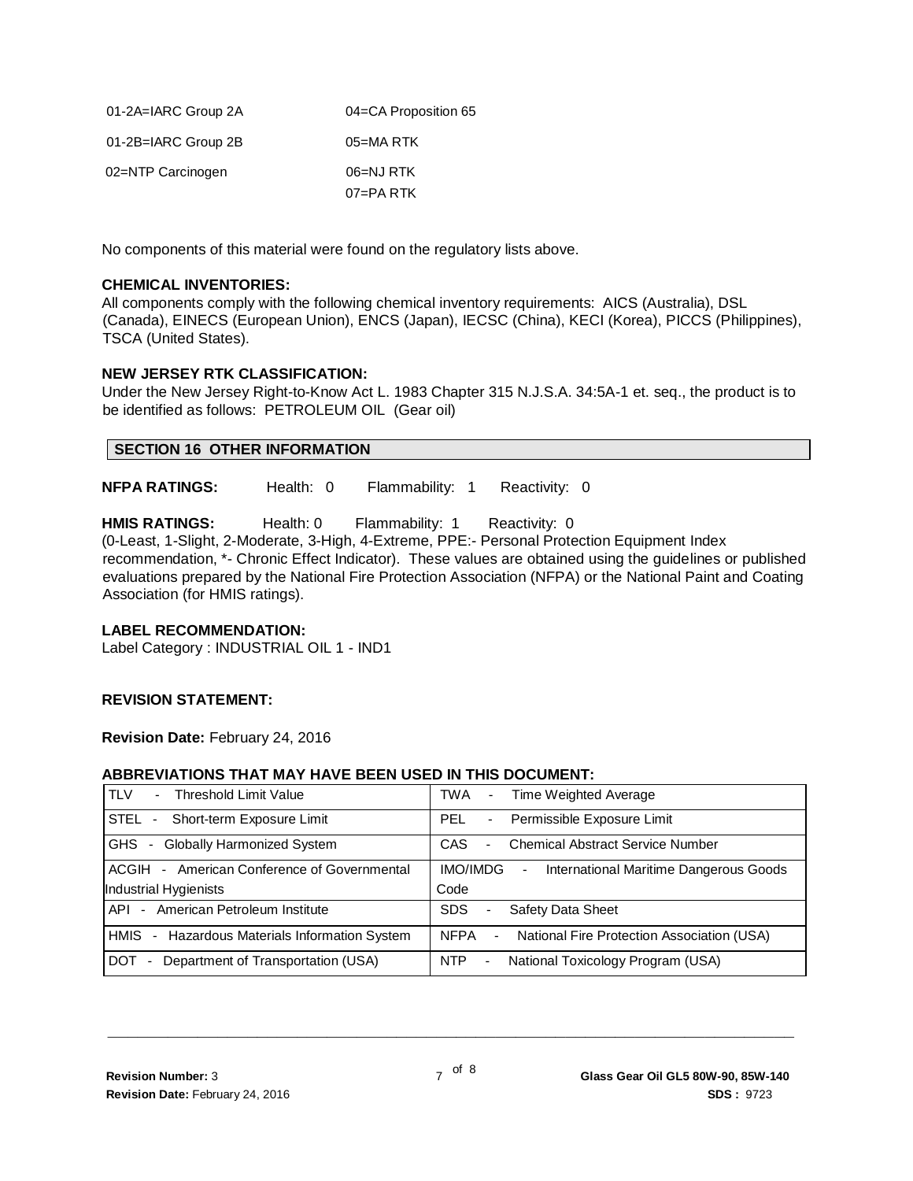| | |
|---|---|
| 01-2A=IARC Group 2A | 04=CA Proposition 65 |
| 01-2B=IARC Group 2B | 05=MA RTK |
| 02=NTP Carcinogen | 06=NJ RTK |
| | 07=PA RTK |

No components of this material were found on the regulatory lists above.

**CHEMICAL INVENTORIES:**
All components comply with the following chemical inventory requirements: AICS (Australia), DSL (Canada), EINECS (European Union), ENCS (Japan), IECSC (China), KECI (Korea), PICCS (Philippines), TSCA (United States).

**NEW JERSEY RTK CLASSIFICATION:**
Under the New Jersey Right-to-Know Act L. 1983 Chapter 315 N.J.S.A. 34:5A-1 et. seq., the product is to be identified as follows: PETROLEUM OIL (Gear oil)

## SECTION 16 OTHER INFORMATION

**NFPA RATINGS:** Health: 0 Flammability: 1 Reactivity: 0

**HMIS RATINGS:** Health: 0 Flammability: 1 Reactivity: 0
(0-Least, 1-Slight, 2-Moderate, 3-High, 4-Extreme, PPE:- Personal Protection Equipment Index recommendation, *- Chronic Effect Indicator). These values are obtained using the guidelines or published evaluations prepared by the National Fire Protection Association (NFPA) or the National Paint and Coating Association (for HMIS ratings).

**LABEL RECOMMENDATION:**
Label Category : INDUSTRIAL OIL 1 - IND1

**REVISION STATEMENT:**

**Revision Date:** February 24, 2016

**ABBREVIATIONS THAT MAY HAVE BEEN USED IN THIS DOCUMENT:**

| | |
|---|---|
| TLV - Threshold Limit Value | TWA - Time Weighted Average |
| STEL - Short-term Exposure Limit | PEL - Permissible Exposure Limit |
| GHS - Globally Harmonized System | CAS - Chemical Abstract Service Number |
| ACGIH - American Conference of Governmental Industrial Hygienists | IMO/IMDG - International Maritime Dangerous Goods Code |
| API - American Petroleum Institute | SDS - Safety Data Sheet |
| HMIS - Hazardous Materials Information System | NFPA - National Fire Protection Association (USA) |
| DOT - Department of Transportation (USA) | NTP - National Toxicology Program (USA) |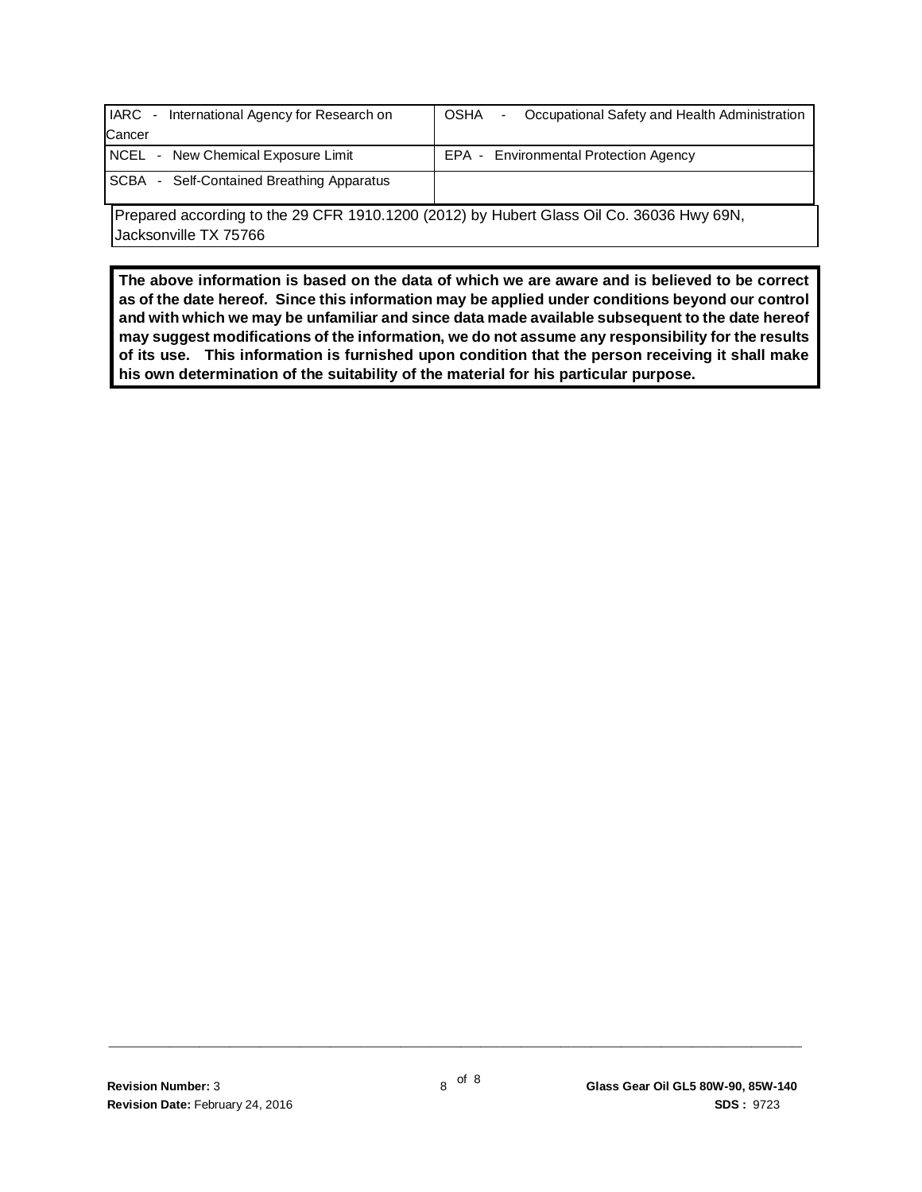| | |
|---|---|
| IARC - International Agency for Research on Cancer | OSHA - Occupational Safety and Health Administration |
| NCEL - New Chemical Exposure Limit | EPA - Environmental Protection Agency |
| SCBA - Self-Contained Breathing Apparatus | |

Prepared according to the 29 CFR 1910.1200 (2012) by Hubert Glass Oil Co. 36036 Hwy 69N, Jacksonville TX 75766

**The above information is based on the data of which we are aware and is believed to be correct as of the date hereof. Since this information may be applied under conditions beyond our control and with which we may be unfamiliar and since data made available subsequent to the date hereof may suggest modifications of the information, we do not assume any responsibility for the results of its use. This information is furnished upon condition that the person receiving it shall make his own determination of the suitability of the material for his particular purpose.**